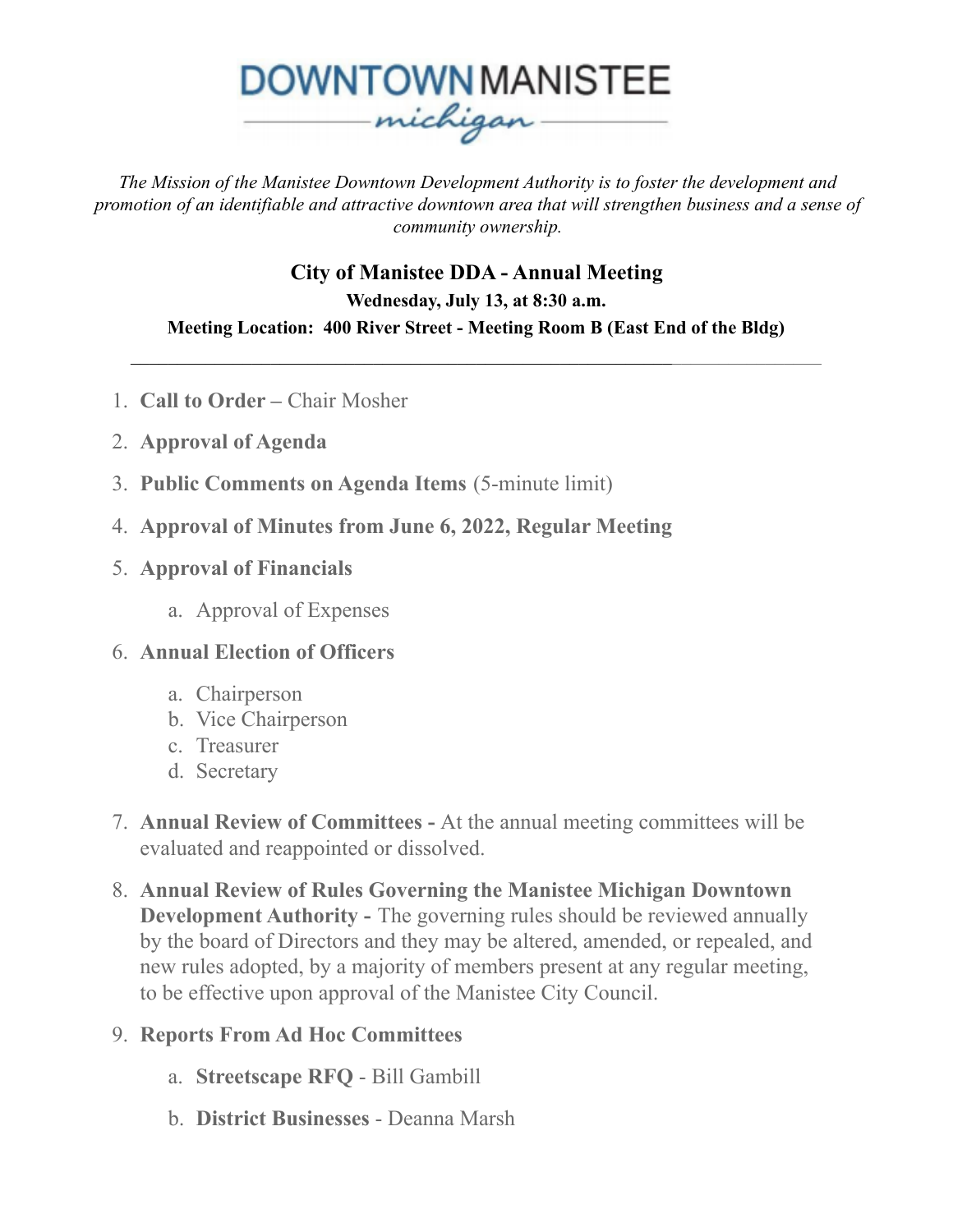DOWNTOWN MANISTEE
*michigan*

*The Mission of the Manistee Downtown Development Authority is to foster the development and promotion of an identifiable and attractive downtown area that will strengthen business and a sense of community ownership.*

## City of Manistee DDA - Annual Meeting

**Wednesday, July 13, at 8:30 a.m.**

**Meeting Location: 400 River Street - Meeting Room B (East End of the Bldg)**

---

1. **Call to Order –** Chair Mosher
2. **Approval of Agenda**
3. **Public Comments on Agenda Items** (5-minute limit)
4. **Approval of Minutes from June 6, 2022, Regular Meeting**
5. **Approval of Financials**
   a. Approval of Expenses
6. **Annual Election of Officers**
   a. Chairperson
   b. Vice Chairperson
   c. Treasurer
   d. Secretary
7. **Annual Review of Committees -** At the annual meeting committees will be evaluated and reappointed or dissolved.
8. **Annual Review of Rules Governing the Manistee Michigan Downtown Development Authority -** The governing rules should be reviewed annually by the board of Directors and they may be altered, amended, or repealed, and new rules adopted, by a majority of members present at any regular meeting, to be effective upon approval of the Manistee City Council.
9. **Reports From Ad Hoc Committees**
   a. **Streetscape RFQ** - Bill Gambill
   b. **District Businesses** - Deanna Marsh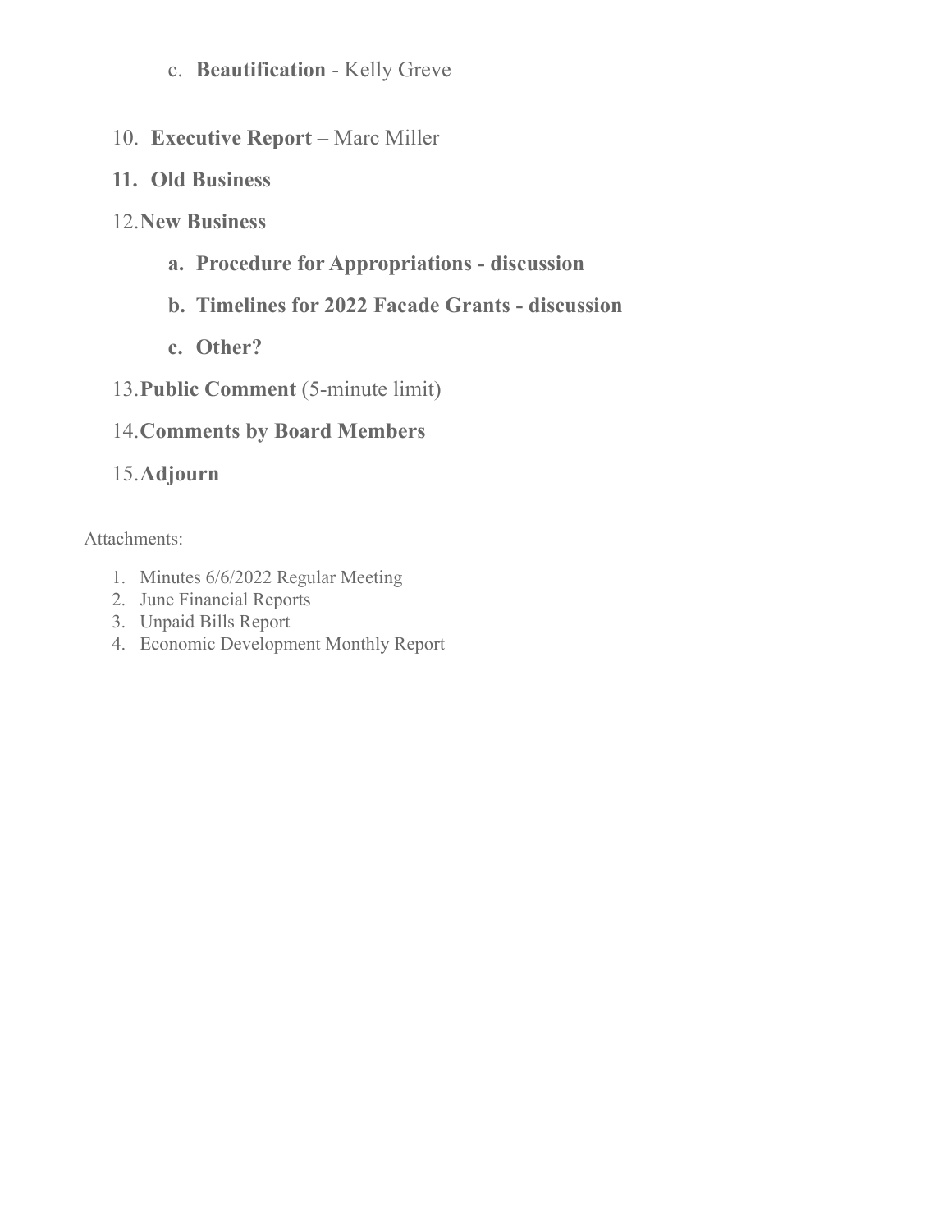c. **Beautification** - Kelly Greve

10. **Executive Report –** Marc Miller
11. **Old Business**
12. **New Business**
    a. **Procedure for Appropriations - discussion**
    b. **Timelines for 2022 Facade Grants - discussion**
    c. **Other?**
13. **Public Comment** (5-minute limit)
14. **Comments by Board Members**
15. **Adjourn**

Attachments:

1. Minutes 6/6/2022 Regular Meeting
2. June Financial Reports
3. Unpaid Bills Report
4. Economic Development Monthly Report